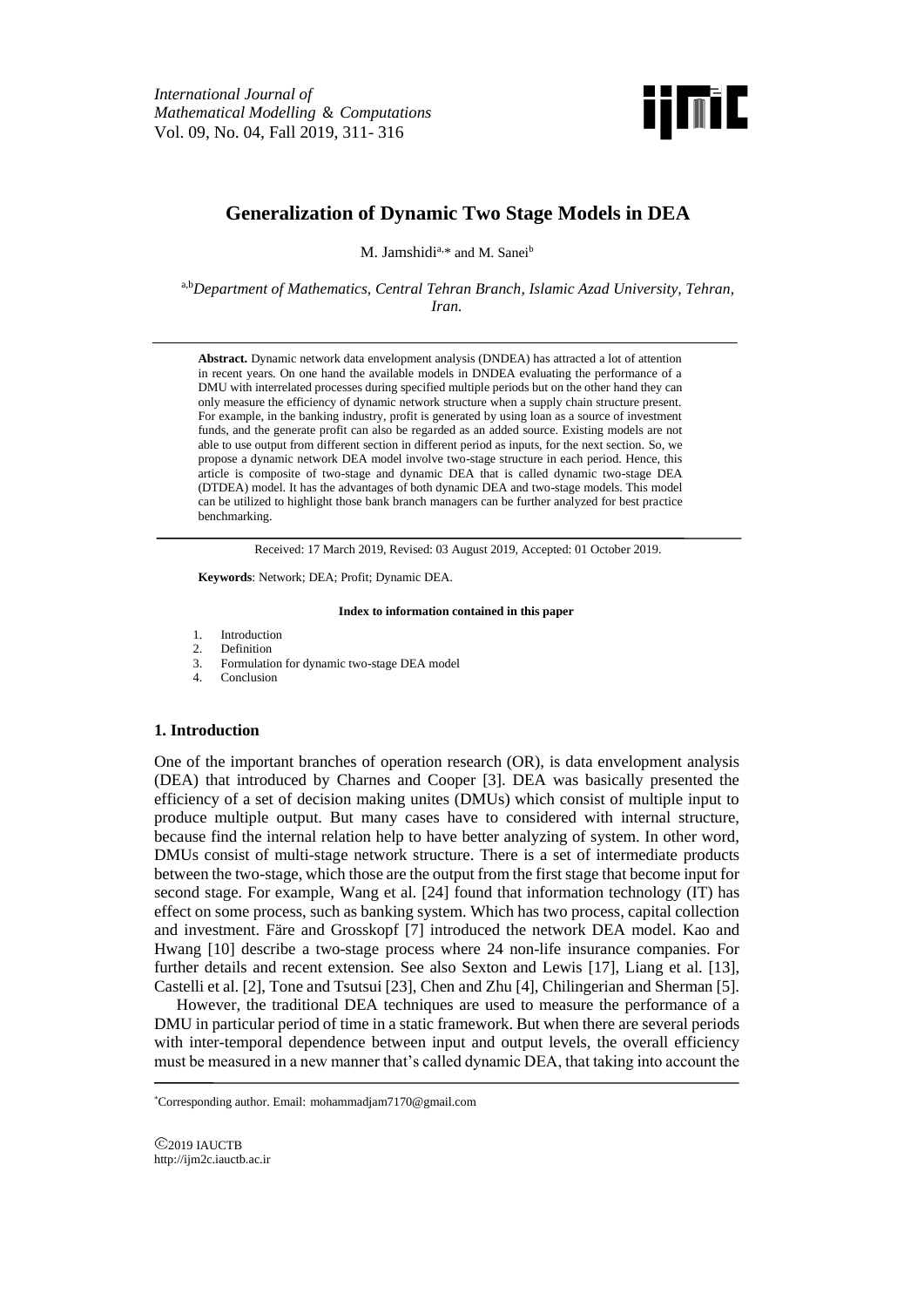# Generalization of Dynamic Two Stage Models in DEA

M. Jamshidi[a,*] and M. Sanei[b]

[a,b]*Department of Mathematics, Central Tehran Branch, Islamic Azad University, Tehran, Iran.*

**Abstract.** Dynamic network data envelopment analysis (DNDEA) has attracted a lot of attention in recent years. On one hand the available models in DNDEA evaluating the performance of a DMU with interrelated processes during specified multiple periods but on the other hand they can only measure the efficiency of dynamic network structure when a supply chain structure present. For example, in the banking industry, profit is generated by using loan as a source of investment funds, and the generate profit can also be regarded as an added source. Existing models are not able to use output from different section in different period as inputs, for the next section. So, we propose a dynamic network DEA model involve two-stage structure in each period. Hence, this article is composite of two-stage and dynamic DEA that is called dynamic two-stage DEA (DTDEA) model. It has the advantages of both dynamic DEA and two-stage models. This model can be utilized to highlight those bank branch managers can be further analyzed for best practice benchmarking.

Received: 17 March 2019, Revised: 03 August 2019, Accepted: 01 October 2019.

**Keywords**: Network; DEA; Profit; Dynamic DEA.

**Index to information contained in this paper**

1. Introduction
2. Definition
3. Formulation for dynamic two-stage DEA model
4. Conclusion

## 1. Introduction

One of the important branches of operation research (OR), is data envelopment analysis (DEA) that introduced by Charnes and Cooper [3]. DEA was basically presented the efficiency of a set of decision making unites (DMUs) which consist of multiple input to produce multiple output. But many cases have to considered with internal structure, because find the internal relation help to have better analyzing of system. In other word, DMUs consist of multi-stage network structure. There is a set of intermediate products between the two-stage, which those are the output from the first stage that become input for second stage. For example, Wang et al. [24] found that information technology (IT) has effect on some process, such as banking system. Which has two process, capital collection and investment. Färe and Grosskopf [7] introduced the network DEA model. Kao and Hwang [10] describe a two-stage process where 24 non-life insurance companies. For further details and recent extension. See also Sexton and Lewis [17], Liang et al. [13], Castelli et al. [2], Tone and Tsutsui [23], Chen and Zhu [4], Chilingerian and Sherman [5].

However, the traditional DEA techniques are used to measure the performance of a DMU in particular period of time in a static framework. But when there are several periods with inter-temporal dependence between input and output levels, the overall efficiency must be measured in a new manner that's called dynamic DEA, that taking into account the

*Corresponding author. Email: mohammadjam7170@gmail.com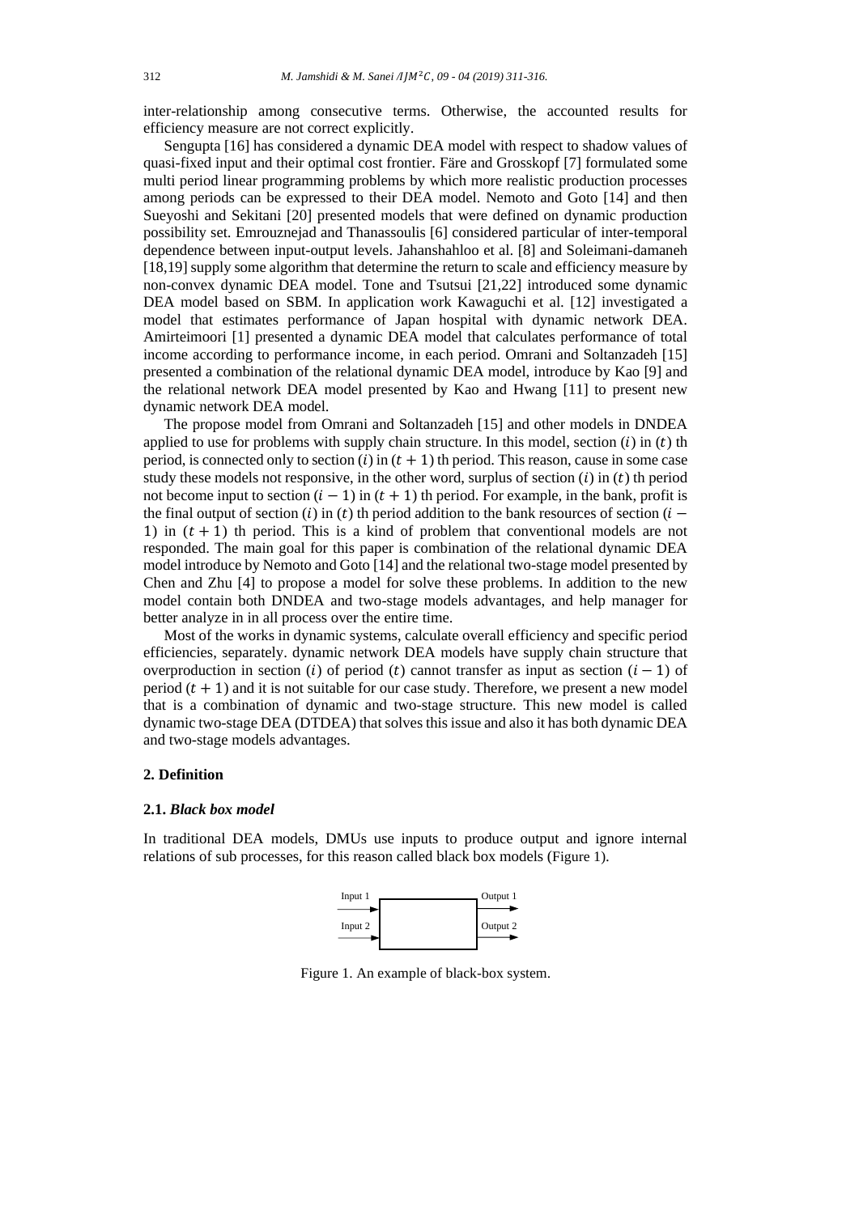inter-relationship among consecutive terms. Otherwise, the accounted results for efficiency measure are not correct explicitly.

Sengupta [16] has considered a dynamic DEA model with respect to shadow values of quasi-fixed input and their optimal cost frontier. Färe and Grosskopf [7] formulated some multi period linear programming problems by which more realistic production processes among periods can be expressed to their DEA model. Nemoto and Goto [14] and then Sueyoshi and Sekitani [20] presented models that were defined on dynamic production possibility set. Emrouznejad and Thanassoulis [6] considered particular of inter-temporal dependence between input-output levels. Jahanshahloo et al. [8] and Soleimani-damaneh [18,19] supply some algorithm that determine the return to scale and efficiency measure by non-convex dynamic DEA model. Tone and Tsutsui [21,22] introduced some dynamic DEA model based on SBM. In application work Kawaguchi et al. [12] investigated a model that estimates performance of Japan hospital with dynamic network DEA. Amirteimoori [1] presented a dynamic DEA model that calculates performance of total income according to performance income, in each period. Omrani and Soltanzadeh [15] presented a combination of the relational dynamic DEA model, introduce by Kao [9] and the relational network DEA model presented by Kao and Hwang [11] to present new dynamic network DEA model.

The propose model from Omrani and Soltanzadeh [15] and other models in DNDEA applied to use for problems with supply chain structure. In this model, section $(i)$ in $(t)$ th period, is connected only to section $(i)$ in $(t+1)$ th period. This reason, cause in some case study these models not responsive, in the other word, surplus of section $(i)$ in $(t)$ th period not become input to section $(i-1)$ in $(t+1)$ th period. For example, in the bank, profit is the final output of section $(i)$ in $(t)$ th period addition to the bank resources of section $(i-1)$ in $(t+1)$ th period. This is a kind of problem that conventional models are not responded. The main goal for this paper is combination of the relational dynamic DEA model introduce by Nemoto and Goto [14] and the relational two-stage model presented by Chen and Zhu [4] to propose a model for solve these problems. In addition to the new model contain both DNDEA and two-stage models advantages, and help manager for better analyze in in all process over the entire time.

Most of the works in dynamic systems, calculate overall efficiency and specific period efficiencies, separately. dynamic network DEA models have supply chain structure that overproduction in section $(i)$ of period $(t)$ cannot transfer as input as section $(i-1)$ of period $(t+1)$ and it is not suitable for our case study. Therefore, we present a new model that is a combination of dynamic and two-stage structure. This new model is called dynamic two-stage DEA (DTDEA) that solves this issue and also it has both dynamic DEA and two-stage models advantages.

## 2. Definition

### 2.1. *Black box model*

In traditional DEA models, DMUs use inputs to produce output and ignore internal relations of sub processes, for this reason called black box models (Figure 1).

Input 1, Input 2 → [ ] → Output 1, Output 2

Figure 1. An example of black-box system.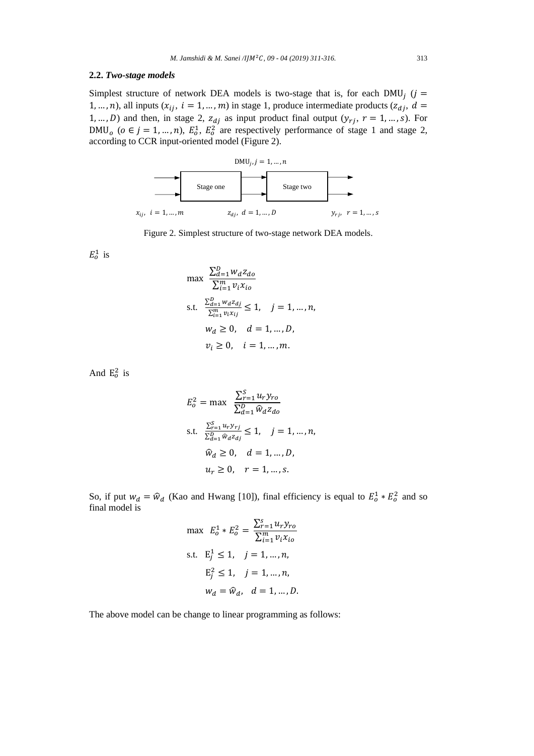### 2.2. *Two-stage models*

Simplest structure of network DEA models is two-stage that is, for each $\text{DMU}_j$ ($j = 1, \dots, n$), all inputs ($x_{ij}$, $i = 1, \dots, m$) in stage 1, produce intermediate products ($z_{dj}$, $d = 1, \dots, D$) and then, in stage 2, $z_{dj}$ as input product final output ($y_{rj}$, $r = 1, \dots, s$). For $\text{DMU}_o$ ($o \in j = 1, \dots, n$), $E_o^1$, $E_o^2$ are respectively performance of stage 1 and stage 2, according to CCR input-oriented model (Figure 2).

$\text{DMU}_j, j = 1, \dots, n$

Stage one → Stage two

$x_{ij}$, $i = 1, \dots, m$ $\quad$ $z_{dj}$, $d = 1, \dots, D$ $\quad$ $y_{rj}$, $r = 1, \dots, s$

Figure 2. Simplest structure of two-stage network DEA models.

$E_o^1$ is

$$
\begin{aligned}
\max \quad & \frac{\sum_{d=1}^{D} w_d z_{do}}{\sum_{i=1}^{m} v_i x_{io}} \\
\text{s.t.} \quad & \frac{\sum_{d=1}^{D} w_d z_{dj}}{\sum_{i=1}^{m} v_i x_{ij}} \leq 1, \quad j = 1, \dots, n, \\
& w_d \geq 0, \quad d = 1, \dots, D, \\
& v_i \geq 0, \quad i = 1, \dots, m.
\end{aligned}
$$

And $E_o^2$ is

$$
\begin{aligned}
E_o^2 = \max \quad & \frac{\sum_{r=1}^{S} u_r y_{ro}}{\sum_{d=1}^{D} \widehat{w}_d z_{do}} \\
\text{s.t.} \quad & \frac{\sum_{r=1}^{S} u_r y_{rj}}{\sum_{d=1}^{D} \widehat{w}_d z_{dj}} \leq 1, \quad j = 1, \dots, n, \\
& \widehat{w}_d \geq 0, \quad d = 1, \dots, D, \\
& u_r \geq 0, \quad r = 1, \dots, s.
\end{aligned}
$$

So, if put $w_d = \widehat{w}_d$ (Kao and Hwang [10]), final efficiency is equal to $E_o^1 * E_o^2$ and so final model is

$$
\begin{aligned}
\max \quad & E_o^1 * E_o^2 = \frac{\sum_{r=1}^{s} u_r y_{ro}}{\sum_{i=1}^{m} v_i x_{io}} \\
\text{s.t.} \quad & \text{E}_j^1 \leq 1, \quad j = 1, \dots, n, \\
& \text{E}_j^2 \leq 1, \quad j = 1, \dots, n, \\
& w_d = \widehat{w}_d, \quad d = 1, \dots, D.
\end{aligned}
$$

The above model can be change to linear programming as follows: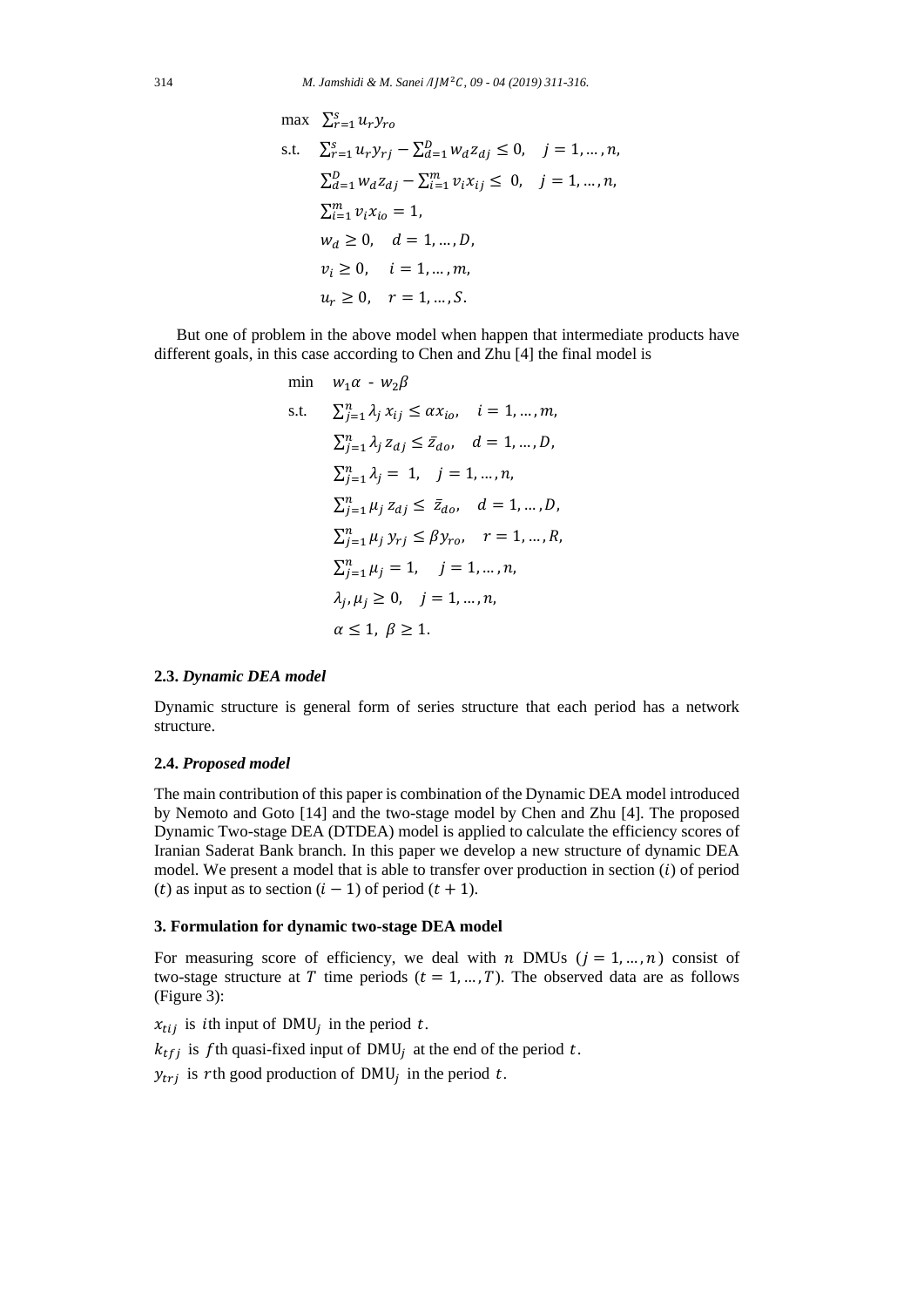$$
\begin{aligned}
\max \quad & \textstyle\sum_{r=1}^{s} u_r y_{ro} \\
\text{s.t.} \quad & \textstyle\sum_{r=1}^{s} u_r y_{rj} - \sum_{d=1}^{D} w_d z_{dj} \le 0, \quad j = 1, \dots, n, \\
& \textstyle\sum_{d=1}^{D} w_d z_{dj} - \sum_{i=1}^{m} v_i x_{ij} \le \ 0, \quad j = 1, \dots, n, \\
& \textstyle\sum_{i=1}^{m} v_i x_{io} = 1, \\
& w_d \ge 0, \quad d = 1, \dots, D, \\
& v_i \ge 0, \quad i = 1, \dots, m, \\
& u_r \ge 0, \quad r = 1, \dots, S.
\end{aligned}
$$

But one of problem in the above model when happen that intermediate products have different goals, in this case according to Chen and Zhu [4] the final model is

$$
\begin{aligned}
\min \quad & w_1 \alpha \ - \ w_2 \beta \\
\text{s.t.} \quad & \textstyle\sum_{j=1}^{n} \lambda_j \, x_{ij} \le \alpha x_{io}, \quad i = 1, \dots, m, \\
& \textstyle\sum_{j=1}^{n} \lambda_j \, z_{dj} \le \bar{z}_{do}, \quad d = 1, \dots, D, \\
& \textstyle\sum_{j=1}^{n} \lambda_j = \ 1, \quad j = 1, \dots, n, \\
& \textstyle\sum_{j=1}^{n} \mu_j \, z_{dj} \le \ \bar{z}_{do}, \quad d = 1, \dots, D, \\
& \textstyle\sum_{j=1}^{n} \mu_j \, y_{rj} \le \beta y_{ro}, \quad r = 1, \dots, R, \\
& \textstyle\sum_{j=1}^{n} \mu_j = 1, \quad j = 1, \dots, n, \\
& \lambda_j, \mu_j \ge 0, \quad j = 1, \dots, n, \\
& \alpha \le 1, \ \beta \ge 1.
\end{aligned}
$$

### 2.3. *Dynamic DEA model*

Dynamic structure is general form of series structure that each period has a network structure.

### 2.4. *Proposed model*

The main contribution of this paper is combination of the Dynamic DEA model introduced by Nemoto and Goto [14] and the two-stage model by Chen and Zhu [4]. The proposed Dynamic Two-stage DEA (DTDEA) model is applied to calculate the efficiency scores of Iranian Saderat Bank branch. In this paper we develop a new structure of dynamic DEA model. We present a model that is able to transfer over production in section $(i)$ of period $(t)$ as input as to section $(i-1)$ of period $(t+1)$.

## 3. Formulation for dynamic two-stage DEA model

For measuring score of efficiency, we deal with $n$ DMUs $(j = 1, \dots, n)$ consist of two-stage structure at $T$ time periods $(t = 1, \dots, T)$. The observed data are as follows (Figure 3):

$x_{tij}$ is $i$th input of $\text{DMU}_j$ in the period $t$.

$k_{tfj}$ is $f$th quasi-fixed input of $\text{DMU}_j$ at the end of the period $t$.

$y_{trj}$ is $r$th good production of $\text{DMU}_j$ in the period $t$.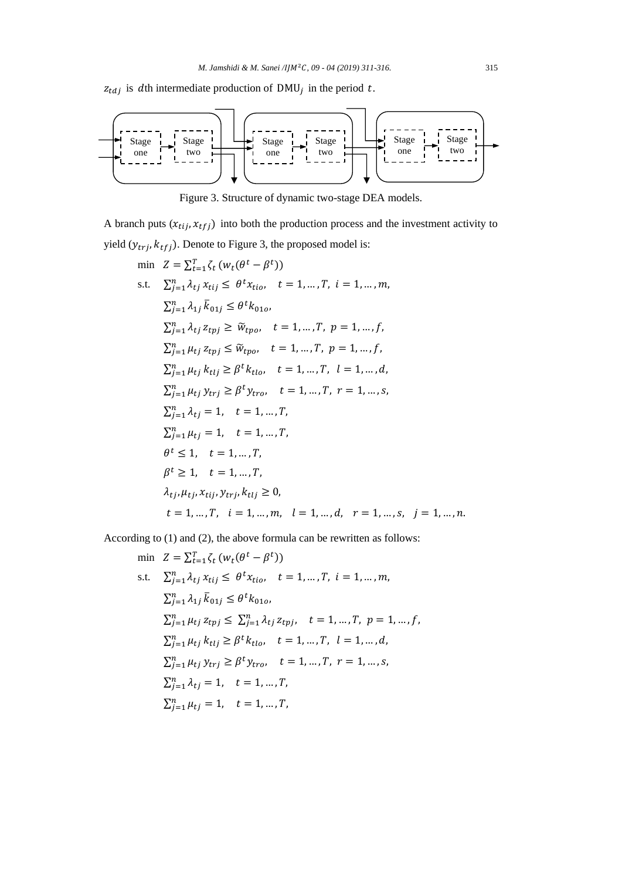$z_{tdj}$ is $d$th intermediate production of $\mathrm{DMU}_j$ in the period $t$.

Figure 3. Structure of dynamic two-stage DEA models.

A branch puts $(x_{tij}, x_{tfj})$ into both the production process and the investment activity to yield $(y_{trj}, k_{tfj})$. Denote to Figure 3, the proposed model is:

$$
\begin{aligned}
\min \quad & Z = \sum_{t=1}^{T} \zeta_t \left( w_t (\theta^t - \beta^t) \right) \\
\text{s.t.} \quad & \sum_{j=1}^{n} \lambda_{tj} x_{tij} \leq \theta^t x_{tio}, \quad t = 1, \ldots, T, \; i = 1, \ldots, m, \\
& \sum_{j=1}^{n} \lambda_{1j} \bar{k}_{01j} \leq \theta^t k_{01o}, \\
& \sum_{j=1}^{n} \lambda_{tj} z_{tpj} \geq \widetilde{w}_{tpo}, \quad t = 1, \ldots, T, \; p = 1, \ldots, f, \\
& \sum_{j=1}^{n} \mu_{tj} z_{tpj} \leq \widetilde{w}_{tpo}, \quad t = 1, \ldots, T, \; p = 1, \ldots, f, \\
& \sum_{j=1}^{n} \mu_{tj} k_{tlj} \geq \beta^t k_{tlo}, \quad t = 1, \ldots, T, \; l = 1, \ldots, d, \\
& \sum_{j=1}^{n} \mu_{tj} y_{trj} \geq \beta^t y_{tro}, \quad t = 1, \ldots, T, \; r = 1, \ldots, s, \\
& \sum_{j=1}^{n} \lambda_{tj} = 1, \quad t = 1, \ldots, T, \\
& \sum_{j=1}^{n} \mu_{tj} = 1, \quad t = 1, \ldots, T, \\
& \theta^t \leq 1, \quad t = 1, \ldots, T, \\
& \beta^t \geq 1, \quad t = 1, \ldots, T, \\
& \lambda_{tj}, \mu_{tj}, x_{tij}, y_{trj}, k_{tlj} \geq 0, \\
& t = 1, \ldots, T, \quad i = 1, \ldots, m, \quad l = 1, \ldots, d, \quad r = 1, \ldots, s, \quad j = 1, \ldots, n.
\end{aligned}
$$

According to (1) and (2), the above formula can be rewritten as follows:

$$
\begin{aligned}
\min \quad & Z = \sum_{t=1}^{T} \zeta_t \left( w_t (\theta^t - \beta^t) \right) \\
\text{s.t.} \quad & \sum_{j=1}^{n} \lambda_{tj} x_{tij} \leq \theta^t x_{tio}, \quad t = 1, \ldots, T, \; i = 1, \ldots, m, \\
& \sum_{j=1}^{n} \lambda_{1j} \bar{k}_{01j} \leq \theta^t k_{01o}, \\
& \sum_{j=1}^{n} \mu_{tj} z_{tpj} \leq \sum_{j=1}^{n} \lambda_{tj} z_{tpj}, \quad t = 1, \ldots, T, \; p = 1, \ldots, f, \\
& \sum_{j=1}^{n} \mu_{tj} k_{tlj} \geq \beta^t k_{tlo}, \quad t = 1, \ldots, T, \; l = 1, \ldots, d, \\
& \sum_{j=1}^{n} \mu_{tj} y_{trj} \geq \beta^t y_{tro}, \quad t = 1, \ldots, T, \; r = 1, \ldots, s, \\
& \sum_{j=1}^{n} \lambda_{tj} = 1, \quad t = 1, \ldots, T, \\
& \sum_{j=1}^{n} \mu_{tj} = 1, \quad t = 1, \ldots, T,
\end{aligned}
$$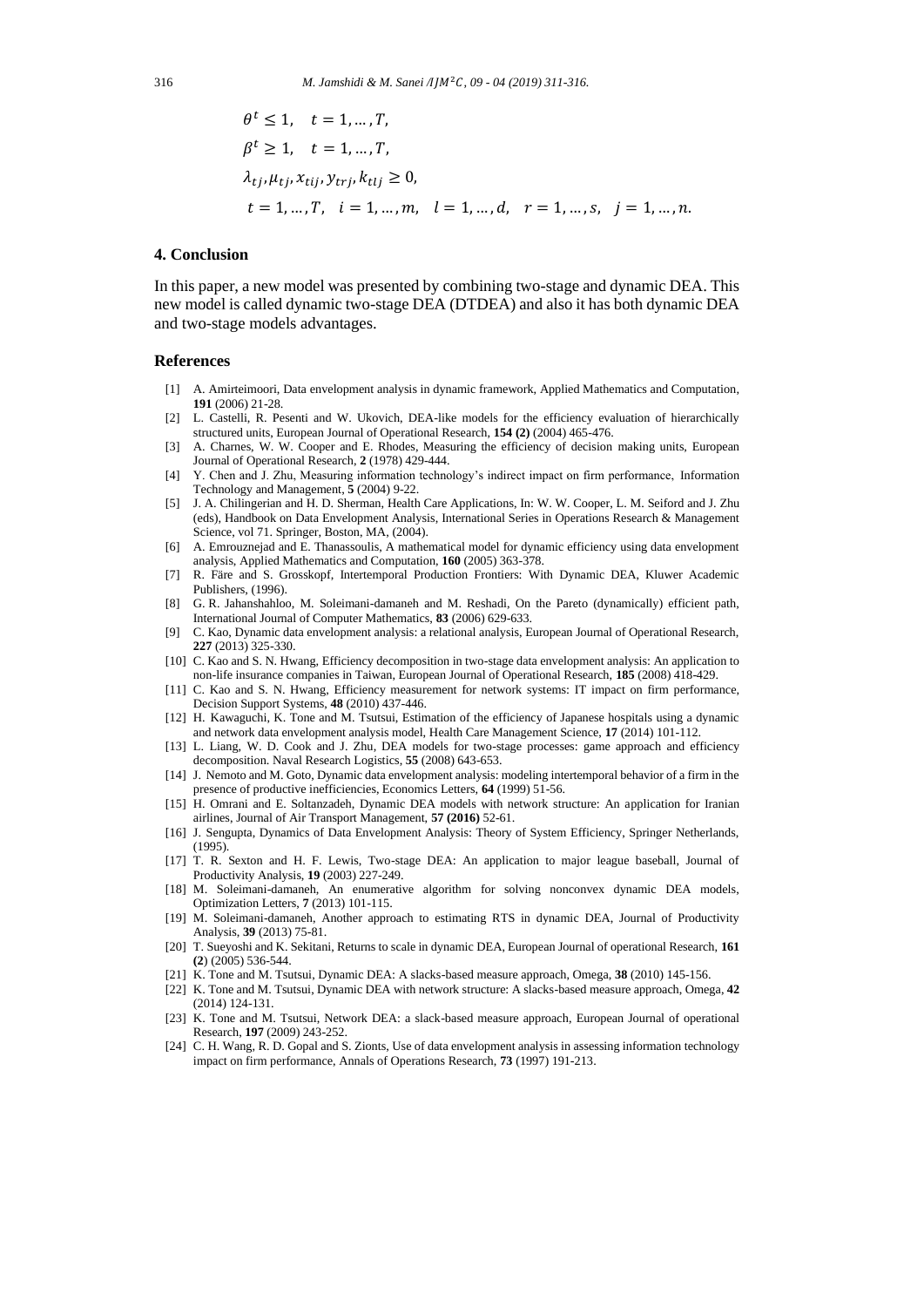$$\theta^t \leq 1, \quad t = 1, \ldots, T,$$

$$\beta^t \geq 1, \quad t = 1, \ldots, T,$$

$$\lambda_{tj}, \mu_{tj}, x_{tij}, y_{trj}, k_{tlj} \geq 0,$$

$$t = 1, \ldots, T, \quad i = 1, \ldots, m, \quad l = 1, \ldots, d, \quad r = 1, \ldots, s, \quad j = 1, \ldots, n.$$

## 4. Conclusion

In this paper, a new model was presented by combining two-stage and dynamic DEA. This new model is called dynamic two-stage DEA (DTDEA) and also it has both dynamic DEA and two-stage models advantages.

## References

[1] A. Amirteimoori, Data envelopment analysis in dynamic framework, Applied Mathematics and Computation, **191** (2006) 21-28.

[2] L. Castelli, R. Pesenti and W. Ukovich, DEA-like models for the efficiency evaluation of hierarchically structured units, European Journal of Operational Research, **154 (2)** (2004) 465-476.

[3] A. Charnes, W. W. Cooper and E. Rhodes, Measuring the efficiency of decision making units, European Journal of Operational Research, **2** (1978) 429-444.

[4] Y. Chen and J. Zhu, Measuring information technology's indirect impact on firm performance, Information Technology and Management, **5** (2004) 9-22.

[5] J. A. Chilingerian and H. D. Sherman, Health Care Applications, In: W. W. Cooper, L. M. Seiford and J. Zhu (eds), Handbook on Data Envelopment Analysis, International Series in Operations Research & Management Science, vol 71. Springer, Boston, MA, (2004).

[6] A. Emrouznejad and E. Thanassoulis, A mathematical model for dynamic efficiency using data envelopment analysis, Applied Mathematics and Computation, **160** (2005) 363-378.

[7] R. Färe and S. Grosskopf, Intertemporal Production Frontiers: With Dynamic DEA, Kluwer Academic Publishers, (1996).

[8] G. R. Jahanshahloo, M. Soleimani-damaneh and M. Reshadi, On the Pareto (dynamically) efficient path, International Journal of Computer Mathematics, **83** (2006) 629-633.

[9] C. Kao, Dynamic data envelopment analysis: a relational analysis, European Journal of Operational Research, **227** (2013) 325-330.

[10] C. Kao and S. N. Hwang, Efficiency decomposition in two-stage data envelopment analysis: An application to non-life insurance companies in Taiwan, European Journal of Operational Research, **185** (2008) 418-429.

[11] C. Kao and S. N. Hwang, Efficiency measurement for network systems: IT impact on firm performance, Decision Support Systems, **48** (2010) 437-446.

[12] H. Kawaguchi, K. Tone and M. Tsutsui, Estimation of the efficiency of Japanese hospitals using a dynamic and network data envelopment analysis model, Health Care Management Science, **17** (2014) 101-112.

[13] L. Liang, W. D. Cook and J. Zhu, DEA models for two-stage processes: game approach and efficiency decomposition. Naval Research Logistics, **55** (2008) 643-653.

[14] J. Nemoto and M. Goto, Dynamic data envelopment analysis: modeling intertemporal behavior of a firm in the presence of productive inefficiencies, Economics Letters, **64** (1999) 51-56.

[15] H. Omrani and E. Soltanzadeh, Dynamic DEA models with network structure: An application for Iranian airlines, Journal of Air Transport Management, **57 (2016)** 52-61.

[16] J. Sengupta, Dynamics of Data Envelopment Analysis: Theory of System Efficiency, Springer Netherlands, (1995).

[17] T. R. Sexton and H. F. Lewis, Two-stage DEA: An application to major league baseball, Journal of Productivity Analysis, **19** (2003) 227-249.

[18] M. Soleimani-damaneh, An enumerative algorithm for solving nonconvex dynamic DEA models, Optimization Letters, **7** (2013) 101-115.

[19] M. Soleimani-damaneh, Another approach to estimating RTS in dynamic DEA, Journal of Productivity Analysis, **39** (2013) 75-81.

[20] T. Sueyoshi and K. Sekitani, Returns to scale in dynamic DEA, European Journal of operational Research, **161 (2)** (2005) 536-544.

[21] K. Tone and M. Tsutsui, Dynamic DEA: A slacks-based measure approach, Omega, **38** (2010) 145-156.

[22] K. Tone and M. Tsutsui, Dynamic DEA with network structure: A slacks-based measure approach, Omega, **42** (2014) 124-131.

[23] K. Tone and M. Tsutsui, Network DEA: a slack-based measure approach, European Journal of operational Research, **197** (2009) 243-252.

[24] C. H. Wang, R. D. Gopal and S. Zionts, Use of data envelopment analysis in assessing information technology impact on firm performance, Annals of Operations Research, **73** (1997) 191-213.